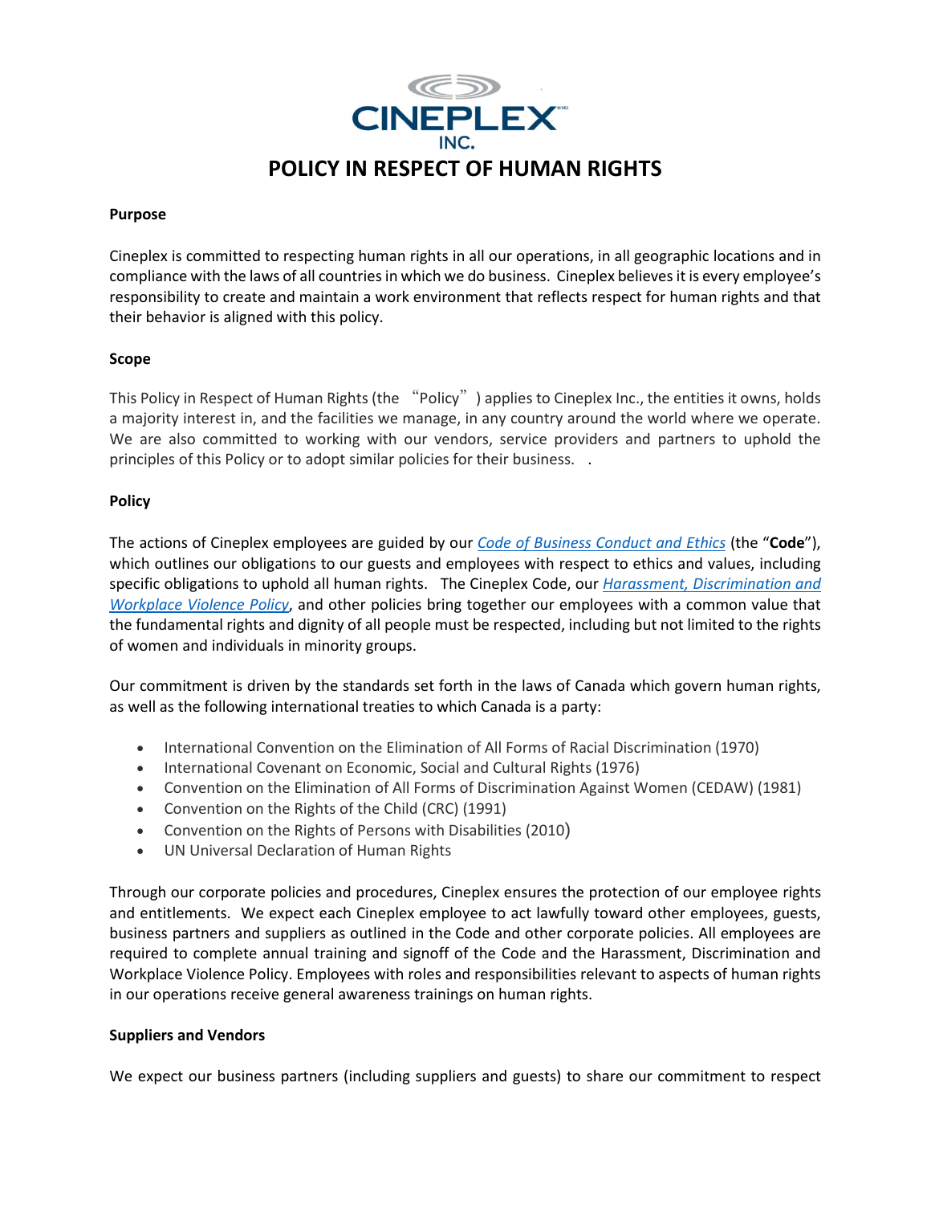CINEPLEX INC.

# POLICY IN RESPECT OF HUMAN RIGHTS

**Purpose**

Cineplex is committed to respecting human rights in all our operations, in all geographic locations and in compliance with the laws of all countries in which we do business. Cineplex believes it is every employee's responsibility to create and maintain a work environment that reflects respect for human rights and that their behavior is aligned with this policy.

**Scope**

This Policy in Respect of Human Rights (the "Policy") applies to Cineplex Inc., the entities it owns, holds a majority interest in, and the facilities we manage, in any country around the world where we operate. We are also committed to working with our vendors, service providers and partners to uphold the principles of this Policy or to adopt similar policies for their business. .

**Policy**

The actions of Cineplex employees are guided by our *Code of Business Conduct and Ethics* (the "**Code**"), which outlines our obligations to our guests and employees with respect to ethics and values, including specific obligations to uphold all human rights. The Cineplex Code, our *Harassment, Discrimination and Workplace Violence Policy*, and other policies bring together our employees with a common value that the fundamental rights and dignity of all people must be respected, including but not limited to the rights of women and individuals in minority groups.

Our commitment is driven by the standards set forth in the laws of Canada which govern human rights, as well as the following international treaties to which Canada is a party:

- International Convention on the Elimination of All Forms of Racial Discrimination (1970)
- International Covenant on Economic, Social and Cultural Rights (1976)
- Convention on the Elimination of All Forms of Discrimination Against Women (CEDAW) (1981)
- Convention on the Rights of the Child (CRC) (1991)
- Convention on the Rights of Persons with Disabilities (2010)
- UN Universal Declaration of Human Rights

Through our corporate policies and procedures, Cineplex ensures the protection of our employee rights and entitlements. We expect each Cineplex employee to act lawfully toward other employees, guests, business partners and suppliers as outlined in the Code and other corporate policies. All employees are required to complete annual training and signoff of the Code and the Harassment, Discrimination and Workplace Violence Policy. Employees with roles and responsibilities relevant to aspects of human rights in our operations receive general awareness trainings on human rights.

**Suppliers and Vendors**

We expect our business partners (including suppliers and guests) to share our commitment to respect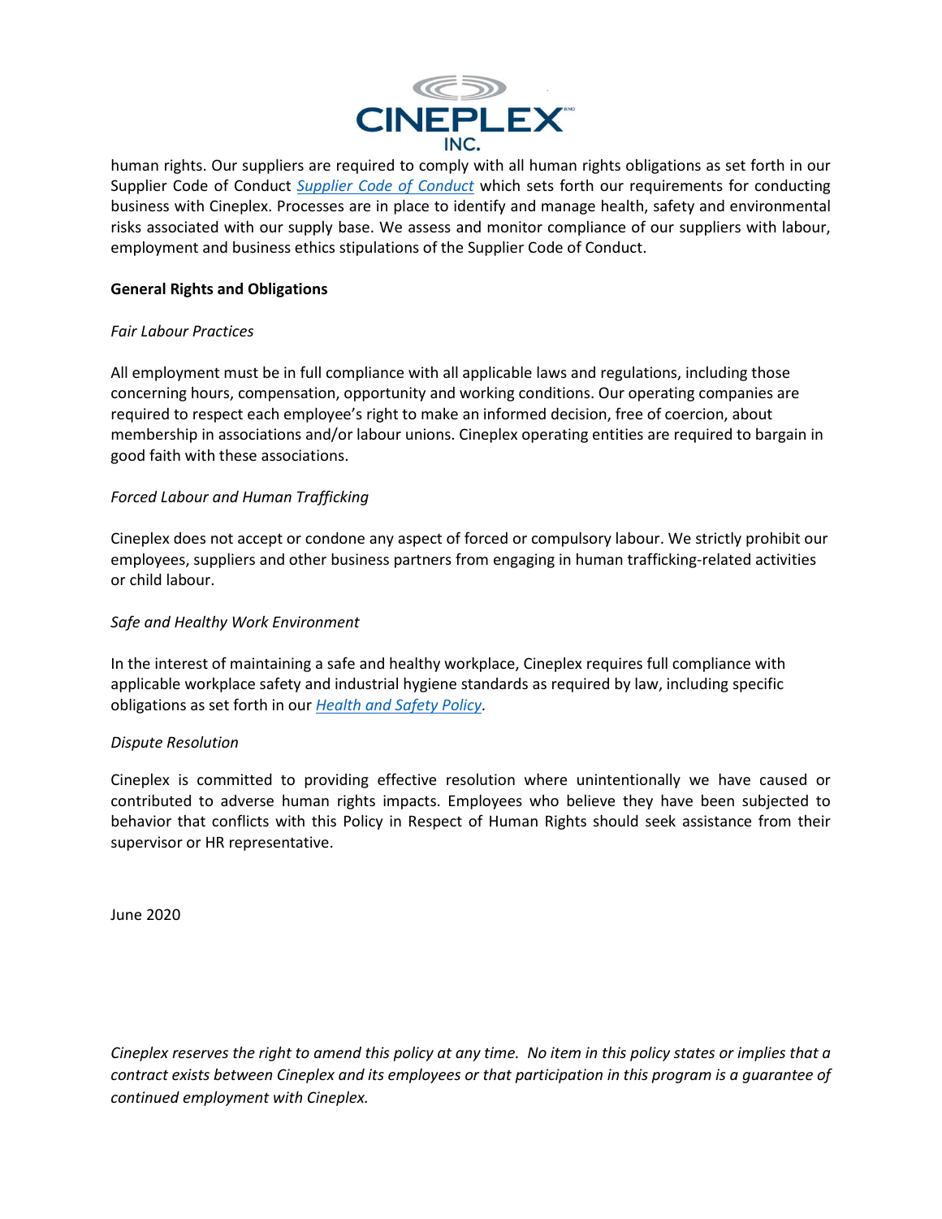human rights. Our suppliers are required to comply with all human rights obligations as set forth in our Supplier Code of Conduct *Supplier Code of Conduct* which sets forth our requirements for conducting business with Cineplex. Processes are in place to identify and manage health, safety and environmental risks associated with our supply base. We assess and monitor compliance of our suppliers with labour, employment and business ethics stipulations of the Supplier Code of Conduct.

**General Rights and Obligations**

*Fair Labour Practices*

All employment must be in full compliance with all applicable laws and regulations, including those concerning hours, compensation, opportunity and working conditions. Our operating companies are required to respect each employee's right to make an informed decision, free of coercion, about membership in associations and/or labour unions. Cineplex operating entities are required to bargain in good faith with these associations.

*Forced Labour and Human Trafficking*

Cineplex does not accept or condone any aspect of forced or compulsory labour. We strictly prohibit our employees, suppliers and other business partners from engaging in human trafficking-related activities or child labour.

*Safe and Healthy Work Environment*

In the interest of maintaining a safe and healthy workplace, Cineplex requires full compliance with applicable workplace safety and industrial hygiene standards as required by law, including specific obligations as set forth in our *Health and Safety Policy*.

*Dispute Resolution*

Cineplex is committed to providing effective resolution where unintentionally we have caused or contributed to adverse human rights impacts. Employees who believe they have been subjected to behavior that conflicts with this Policy in Respect of Human Rights should seek assistance from their supervisor or HR representative.

June 2020

*Cineplex reserves the right to amend this policy at any time. No item in this policy states or implies that a contract exists between Cineplex and its employees or that participation in this program is a guarantee of continued employment with Cineplex.*